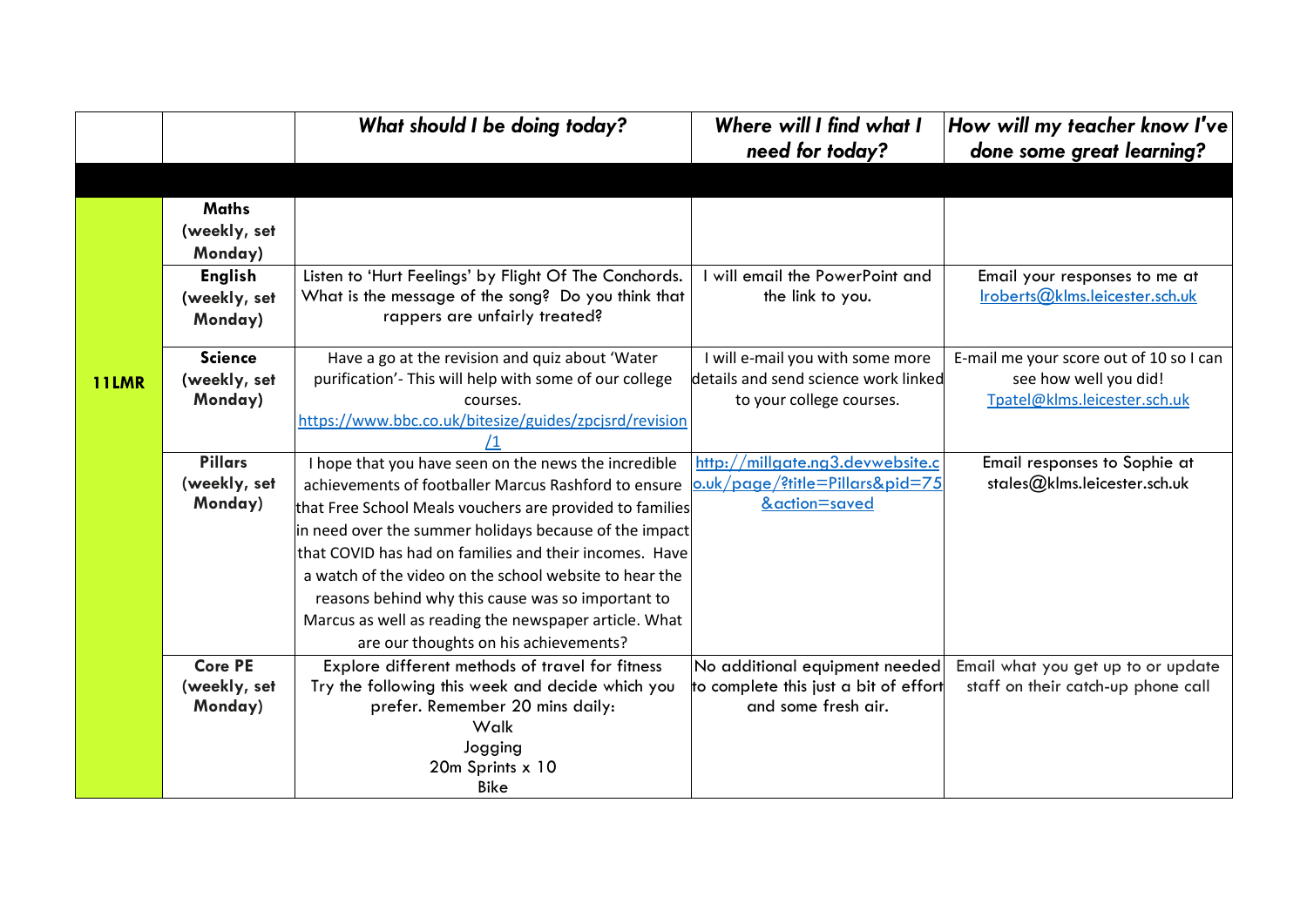| | | *What should I be doing today?* | *Where will I find what I need for today?* | *How will my teacher know I've done some great learning?* |
|---|---|---|---|---|
| | | | | |
| **11LMR** | **Maths (weekly, set Monday)** | | | |
| | **English (weekly, set Monday)** | Listen to 'Hurt Feelings' by Flight Of The Conchords. What is the message of the song? Do you think that rappers are unfairly treated? | I will email the PowerPoint and the link to you. | Email your responses to me at lroberts@klms.leicester.sch.uk |
| | **Science (weekly, set Monday)** | Have a go at the revision and quiz about 'Water purification'- This will help with some of our college courses. https://www.bbc.co.uk/bitesize/guides/zpcjsrd/revision/1 | I will e-mail you with some more details and send science work linked to your college courses. | E-mail me your score out of 10 so I can see how well you did! Tpatel@klms.leicester.sch.uk |
| | **Pillars (weekly, set Monday)** | I hope that you have seen on the news the incredible achievements of footballer Marcus Rashford to ensure that Free School Meals vouchers are provided to families in need over the summer holidays because of the impact that COVID has had on families and their incomes. Have a watch of the video on the school website to hear the reasons behind why this cause was so important to Marcus as well as reading the newspaper article. What are our thoughts on his achievements? | http://millgate.ng3.devwebsite.co.uk/page/?title=Pillars&pid=75&action=saved | Email responses to Sophie at stales@klms.leicester.sch.uk |
| | **Core PE (weekly, set Monday)** | Explore different methods of travel for fitness Try the following this week and decide which you prefer. Remember 20 mins daily:<br>Walk<br>Jogging<br>20m Sprints x 10<br>Bike | No additional equipment needed to complete this just a bit of effort and some fresh air. | Email what you get up to or update staff on their catch-up phone call |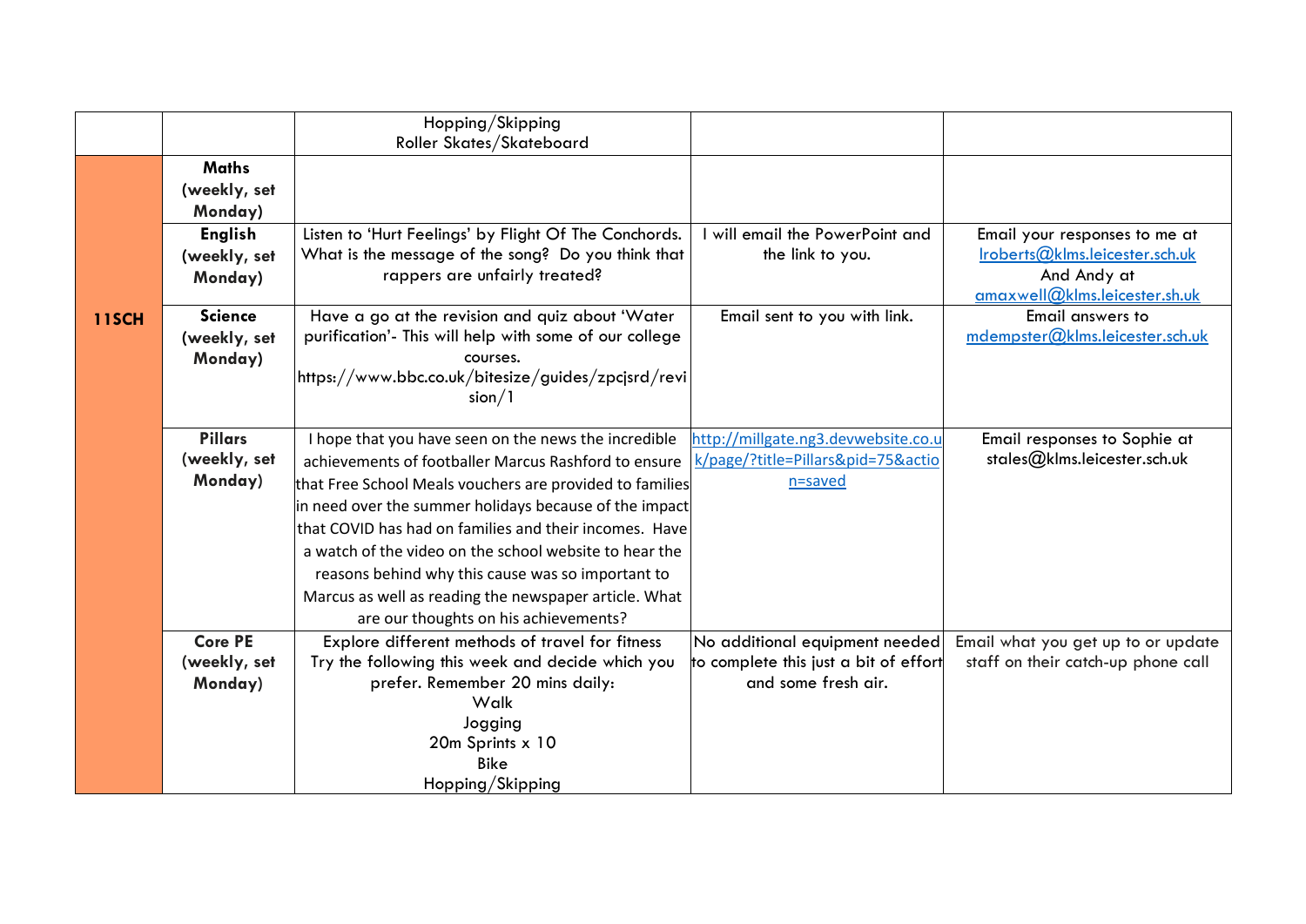| | | | | |
|---|---|---|---|---|
| | | Hopping/Skipping<br>Roller Skates/Skateboard | | |
| 11SCH | **Maths (weekly, set Monday)** | | | |
| | **English (weekly, set Monday)** | Listen to 'Hurt Feelings' by Flight Of The Conchords. What is the message of the song? Do you think that rappers are unfairly treated? | I will email the PowerPoint and the link to you. | Email your responses to me at lroberts@klms.leicester.sch.uk And Andy at amaxwell@klms.leicester.sh.uk |
| | **Science (weekly, set Monday)** | Have a go at the revision and quiz about 'Water purification'- This will help with some of our college courses. https://www.bbc.co.uk/bitesize/guides/zpcjsrd/revision/1 | Email sent to you with link. | Email answers to mdempster@klms.leicester.sch.uk |
| | **Pillars (weekly, set Monday)** | I hope that you have seen on the news the incredible achievements of footballer Marcus Rashford to ensure that Free School Meals vouchers are provided to families in need over the summer holidays because of the impact that COVID has had on families and their incomes. Have a watch of the video on the school website to hear the reasons behind why this cause was so important to Marcus as well as reading the newspaper article. What are our thoughts on his achievements? | http://millgate.ng3.devwebsite.co.uk/page/?title=Pillars&pid=75&action=saved | Email responses to Sophie at stales@klms.leicester.sch.uk |
| | **Core PE (weekly, set Monday)** | Explore different methods of travel for fitness Try the following this week and decide which you prefer. Remember 20 mins daily:<br>Walk<br>Jogging<br>20m Sprints x 10<br>Bike<br>Hopping/Skipping | No additional equipment needed to complete this just a bit of effort and some fresh air. | Email what you get up to or update staff on their catch-up phone call |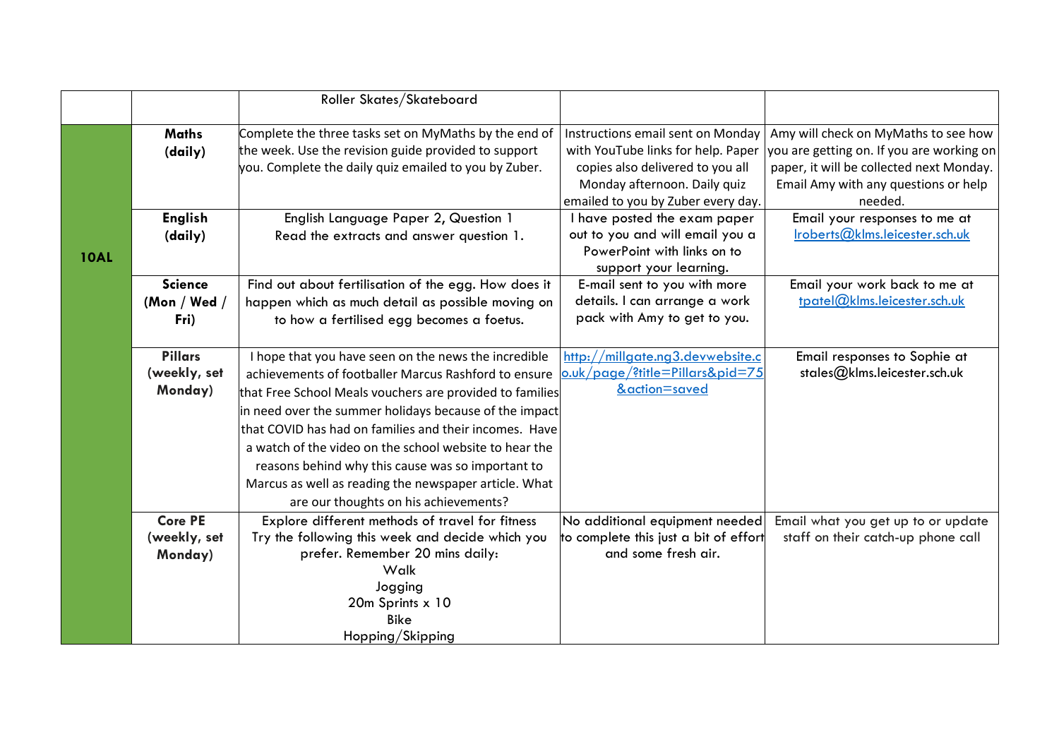| | | | | |
|---|---|---|---|---|
| | | Roller Skates/Skateboard | | |
| **10AL** | **Maths (daily)** | Complete the three tasks set on MyMaths by the end of the week. Use the revision guide provided to support you. Complete the daily quiz emailed to you by Zuber. | Instructions email sent on Monday with YouTube links for help. Paper copies also delivered to you all Monday afternoon. Daily quiz emailed to you by Zuber every day. | Amy will check on MyMaths to see how you are getting on. If you are working on paper, it will be collected next Monday. Email Amy with any questions or help needed. |
| | **English (daily)** | English Language Paper 2, Question 1 Read the extracts and answer question 1. | I have posted the exam paper out to you and will email you a PowerPoint with links on to support your learning. | Email your responses to me at lroberts@klms.leicester.sch.uk |
| | **Science (Mon / Wed / Fri)** | Find out about fertilisation of the egg. How does it happen which as much detail as possible moving on to how a fertilised egg becomes a foetus. | E-mail sent to you with more details. I can arrange a work pack with Amy to get to you. | Email your work back to me at tpatel@klms.leicester.sch.uk |
| | **Pillars (weekly, set Monday)** | I hope that you have seen on the news the incredible achievements of footballer Marcus Rashford to ensure that Free School Meals vouchers are provided to families in need over the summer holidays because of the impact that COVID has had on families and their incomes. Have a watch of the video on the school website to hear the reasons behind why this cause was so important to Marcus as well as reading the newspaper article. What are our thoughts on his achievements? | http://millgate.ng3.devwebsite.co.uk/page/?title=Pillars&pid=75&action=saved | Email responses to Sophie at stales@klms.leicester.sch.uk |
| | **Core PE (weekly, set Monday)** | Explore different methods of travel for fitness Try the following this week and decide which you prefer. Remember 20 mins daily: Walk Jogging 20m Sprints x 10 Bike Hopping/Skipping | No additional equipment needed to complete this just a bit of effort and some fresh air. | Email what you get up to or update staff on their catch-up phone call |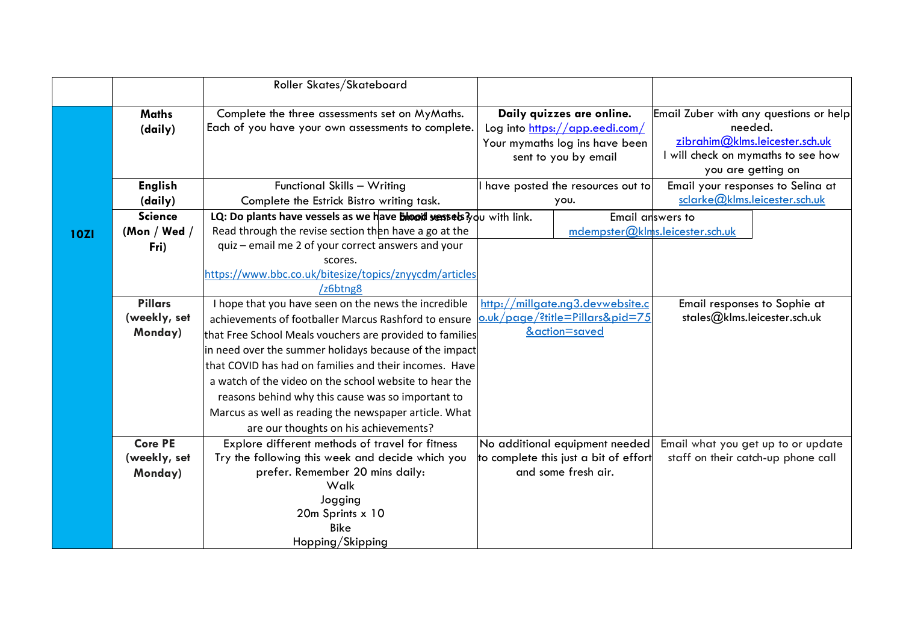|  |  | Roller Skates/Skateboard |  |  |
|---|---|---|---|---|
| **10ZI** | **Maths (daily)** | Complete the three assessments set on MyMaths. Each of you have your own assessments to complete. | **Daily quizzes are online.** Log into https://app.eedi.com/ Your mymaths log ins have been sent to you by email | Email Zuber with any questions or help needed. zibrahim@klms.leicester.sch.uk I will check on mymaths to see how you are getting on |
|  | **English (daily)** | Functional Skills – Writing Complete the Estrick Bistro writing task. | I have posted the resources out to you. | Email your responses to Selina at sclarke@klms.leicester.sch.uk |
|  | **Science (Mon / Wed / Fri)** | **LQ: Do plants have vessels as we have Blood vessels?** Read through the revise section then have a go at the quiz – email me 2 of your correct answers and your scores. https://www.bbc.co.uk/bitesize/topics/znyycdm/articles/z6btng8 | Email sent to you with link. | Email answers to mdempster@klms.leicester.sch.uk |
|  | **Pillars (weekly, set Monday)** | I hope that you have seen on the news the incredible achievements of footballer Marcus Rashford to ensure that Free School Meals vouchers are provided to families in need over the summer holidays because of the impact that COVID has had on families and their incomes. Have a watch of the video on the school website to hear the reasons behind why this cause was so important to Marcus as well as reading the newspaper article. What are our thoughts on his achievements? | http://millgate.ng3.devwebsite.co.uk/page/?title=Pillars&pid=75&action=saved | Email responses to Sophie at stales@klms.leicester.sch.uk |
|  | **Core PE (weekly, set Monday)** | Explore different methods of travel for fitness Try the following this week and decide which you prefer. Remember 20 mins daily: Walk Jogging 20m Sprints x 10 Bike Hopping/Skipping | No additional equipment needed to complete this just a bit of effort and some fresh air. | Email what you get up to or update staff on their catch-up phone call |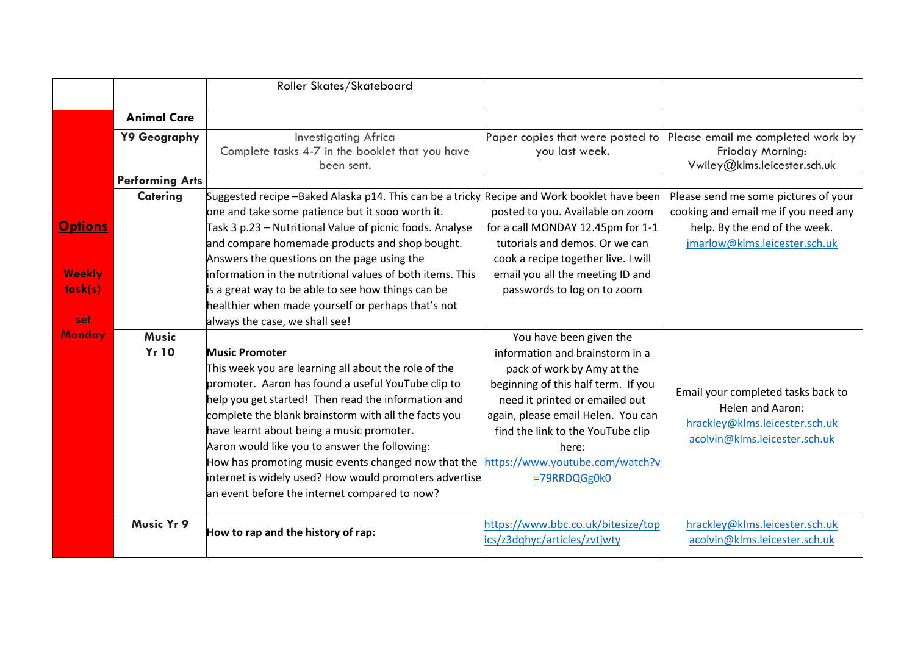| | | | | |
|---|---|---|---|---|
| | | Roller Skates/Skateboard | | |
| **Options** **Weekly task(s)** **set Monday** | **Animal Care** | | | |
| | **Y9 Geography** | Investigating Africa<br>Complete tasks 4-7 in the booklet that you have been sent. | Paper copies that were posted to you last week. | Please email me completed work by Frioday Morning:<br>Vwiley@klms.leicester.sch.uk |
| | **Performing Arts** | | | |
| | **Catering** | Suggested recipe –Baked Alaska p14. This can be a tricky one and take some patience but it sooo worth it.<br>Task 3 p.23 – Nutritional Value of picnic foods. Analyse and compare homemade products and shop bought. Answers the questions on the page using the information in the nutritional values of both items. This is a great way to be able to see how things can be healthier when made yourself or perhaps that's not always the case, we shall see! | Recipe and Work booklet have been posted to you. Available on zoom for a call MONDAY 12.45pm for 1-1 tutorials and demos. Or we can cook a recipe together live. I will email you all the meeting ID and passwords to log on to zoom | Please send me some pictures of your cooking and email me if you need any help. By the end of the week.<br>jmarlow@klms.leicester.sch.uk |
| | **Music Yr 10** | **Music Promoter**<br>This week you are learning all about the role of the promoter. Aaron has found a useful YouTube clip to help you get started! Then read the information and complete the blank brainstorm with all the facts you have learnt about being a music promoter.<br>Aaron would like you to answer the following:<br>How has promoting music events changed now that the internet is widely used? How would promoters advertise an event before the internet compared to now? | You have been given the information and brainstorm in a pack of work by Amy at the beginning of this half term. If you need it printed or emailed out again, please email Helen. You can find the link to the YouTube clip here:<br>https://www.youtube.com/watch?v=79RRDQGg0k0 | Email your completed tasks back to Helen and Aaron:<br>hrackley@klms.leicester.sch.uk<br>acolvin@klms.leicester.sch.uk |
| | **Music Yr 9** | **How to rap and the history of rap:** | https://www.bbc.co.uk/bitesize/topics/z3dqhyc/articles/zvtjwty | hrackley@klms.leicester.sch.uk<br>acolvin@klms.leicester.sch.uk |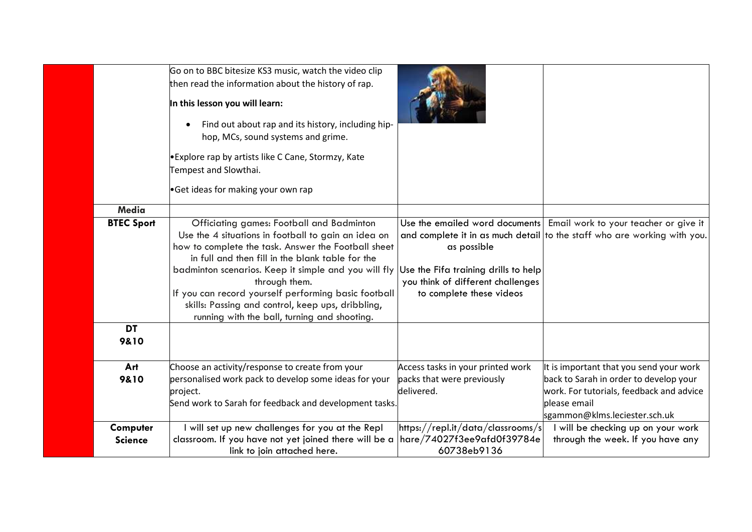| | | | | |
|---|---|---|---|---|
| | | Go on to BBC bitesize KS3 music, watch the video clip then read the information about the history of rap.<br><br>**In this lesson you will learn:**<br><br>• Find out about rap and its history, including hip-hop, MCs, sound systems and grime.<br><br>•Explore rap by artists like C Cane, Stormzy, Kate Tempest and Slowthai.<br><br>•Get ideas for making your own rap | | |
| | **Media** | | | |
| | **BTEC Sport** | Officiating games: Football and Badminton<br>Use the 4 situations in football to gain an idea on how to complete the task. Answer the Football sheet in full and then fill in the blank table for the badminton scenarios. Keep it simple and you will fly through them.<br>If you can record yourself performing basic football skills: Passing and control, keep ups, dribbling, running with the ball, turning and shooting. | Use the emailed word documents and complete it in as much detail as possible<br><br>Use the Fifa training drills to help you think of different challenges to complete these videos | Email work to your teacher or give it to the staff who are working with you. |
| | **DT 9&10** | | | |
| | **Art 9&10** | Choose an activity/response to create from your personalised work pack to develop some ideas for your project.<br>Send work to Sarah for feedback and development tasks. | Access tasks in your printed work packs that were previously delivered. | It is important that you send your work back to Sarah in order to develop your work. For tutorials, feedback and advice please email sgammon@klms.leciester.sch.uk |
| | **Computer Science** | I will set up new challenges for you at the Repl classroom. If you have not yet joined there will be a link to join attached here. | https://repl.it/data/classrooms/share/74027f3ee9afd0f39784e60738eb9136 | I will be checking up on your work through the week. If you have any |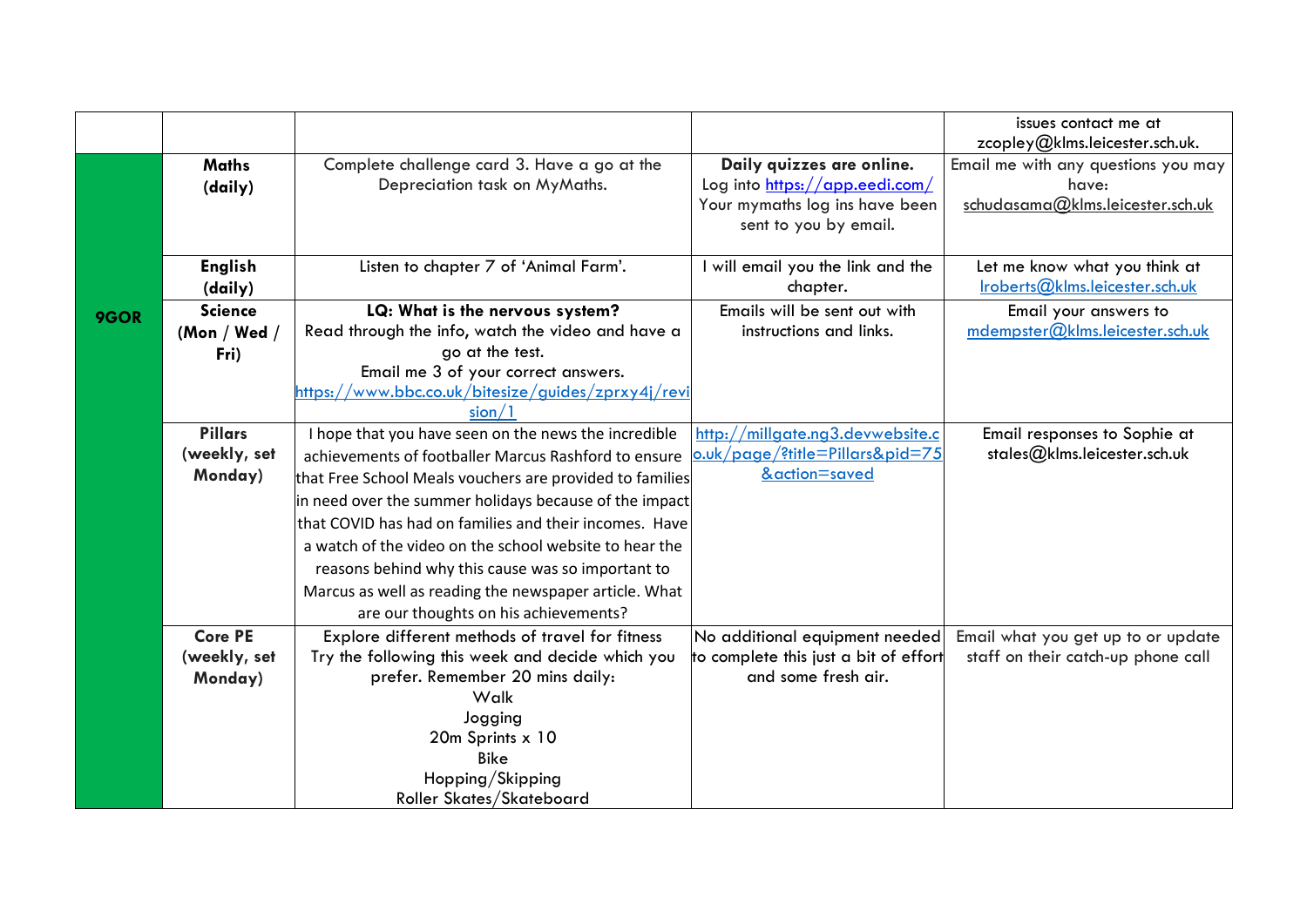| | | | | |
|---|---|---|---|---|
| | | | | issues contact me at zcopley@klms.leicester.sch.uk. |
| **9GOR** | **Maths (daily)** | Complete challenge card 3. Have a go at the Depreciation task on MyMaths. | **Daily quizzes are online.** Log into https://app.eedi.com/ Your mymaths log ins have been sent to you by email. | Email me with any questions you may have: schudasama@klms.leicester.sch.uk |
| | **English (daily)** | Listen to chapter 7 of 'Animal Farm'. | I will email you the link and the chapter. | Let me know what you think at lroberts@klms.leicester.sch.uk |
| | **Science (Mon / Wed / Fri)** | **LQ: What is the nervous system?** Read through the info, watch the video and have a go at the test. Email me 3 of your correct answers. https://www.bbc.co.uk/bitesize/guides/zprxy4j/revision/1 | Emails will be sent out with instructions and links. | Email your answers to mdempster@klms.leicester.sch.uk |
| | **Pillars (weekly, set Monday)** | I hope that you have seen on the news the incredible achievements of footballer Marcus Rashford to ensure that Free School Meals vouchers are provided to families in need over the summer holidays because of the impact that COVID has had on families and their incomes. Have a watch of the video on the school website to hear the reasons behind why this cause was so important to Marcus as well as reading the newspaper article. What are our thoughts on his achievements? | http://millgate.ng3.devwebsite.co.uk/page/?title=Pillars&pid=75&action=saved | Email responses to Sophie at stales@klms.leicester.sch.uk |
| | **Core PE (weekly, set Monday)** | Explore different methods of travel for fitness. Try the following this week and decide which you prefer. Remember 20 mins daily: Walk, Jogging, 20m Sprints x 10, Bike, Hopping/Skipping, Roller Skates/Skateboard | No additional equipment needed to complete this just a bit of effort and some fresh air. | Email what you get up to or update staff on their catch-up phone call |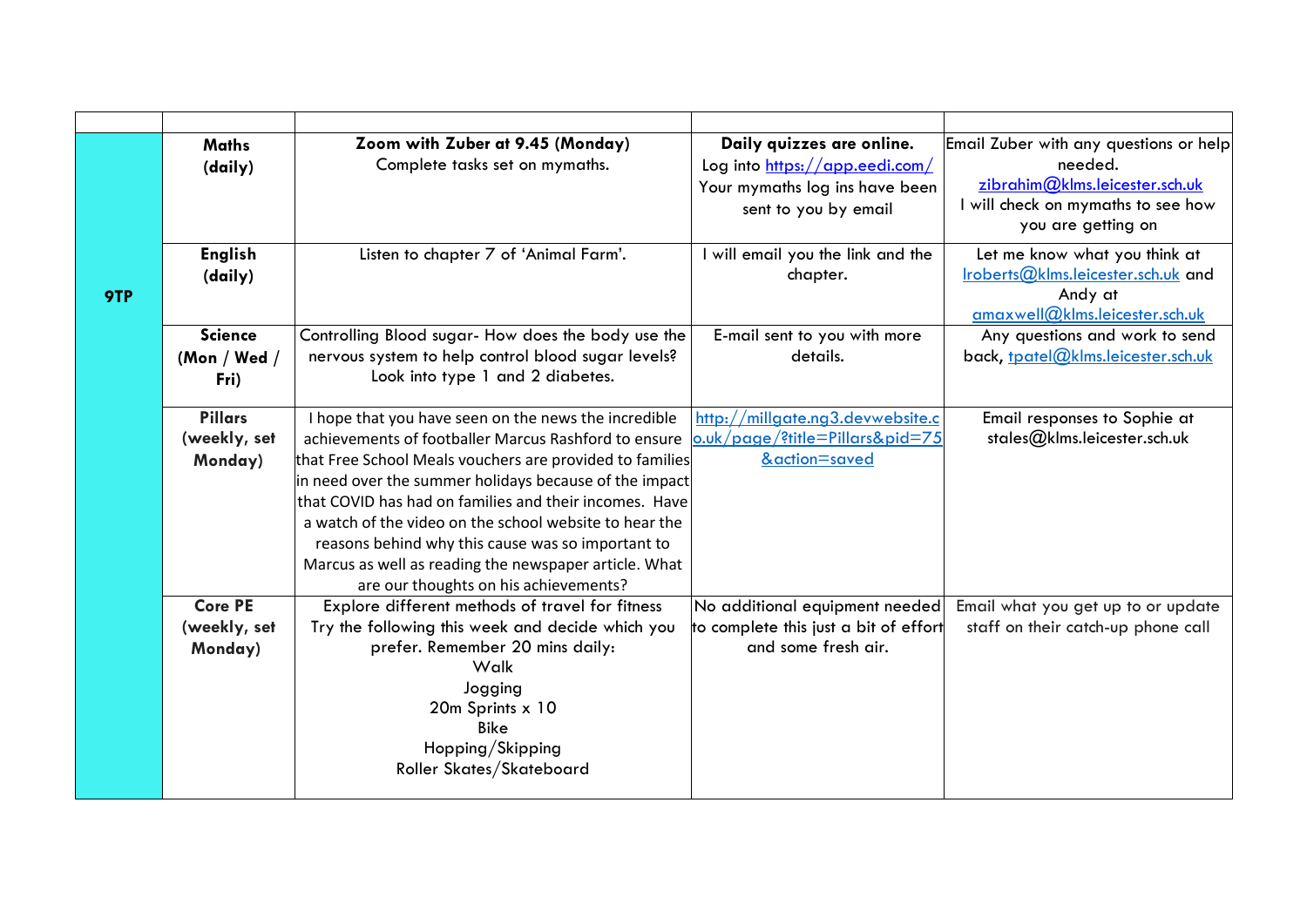| | | | | |
|---|---|---|---|---|
| **9TP** | **Maths (daily)** | **Zoom with Zuber at 9.45 (Monday)**<br>Complete tasks set on mymaths. | **Daily quizzes are online.**<br>Log into https://app.eedi.com/<br>Your mymaths log ins have been sent to you by email | Email Zuber with any questions or help needed.<br>zibrahim@klms.leicester.sch.uk<br>I will check on mymaths to see how you are getting on |
| | **English (daily)** | Listen to chapter 7 of 'Animal Farm'. | I will email you the link and the chapter. | Let me know what you think at lroberts@klms.leicester.sch.uk and Andy at amaxwell@klms.leicester.sch.uk |
| | **Science (Mon / Wed / Fri)** | Controlling Blood sugar- How does the body use the nervous system to help control blood sugar levels? Look into type 1 and 2 diabetes. | E-mail sent to you with more details. | Any questions and work to send back, tpatel@klms.leicester.sch.uk |
| | **Pillars (weekly, set Monday)** | I hope that you have seen on the news the incredible achievements of footballer Marcus Rashford to ensure that Free School Meals vouchers are provided to families in need over the summer holidays because of the impact that COVID has had on families and their incomes. Have a watch of the video on the school website to hear the reasons behind why this cause was so important to Marcus as well as reading the newspaper article. What are our thoughts on his achievements? | http://millgate.ng3.devwebsite.co.uk/page/?title=Pillars&pid=75&action=saved | Email responses to Sophie at stales@klms.leicester.sch.uk |
| | **Core PE (weekly, set Monday)** | Explore different methods of travel for fitness<br>Try the following this week and decide which you prefer. Remember 20 mins daily:<br>Walk<br>Jogging<br>20m Sprints x 10<br>Bike<br>Hopping/Skipping<br>Roller Skates/Skateboard | No additional equipment needed to complete this just a bit of effort and some fresh air. | Email what you get up to or update staff on their catch-up phone call |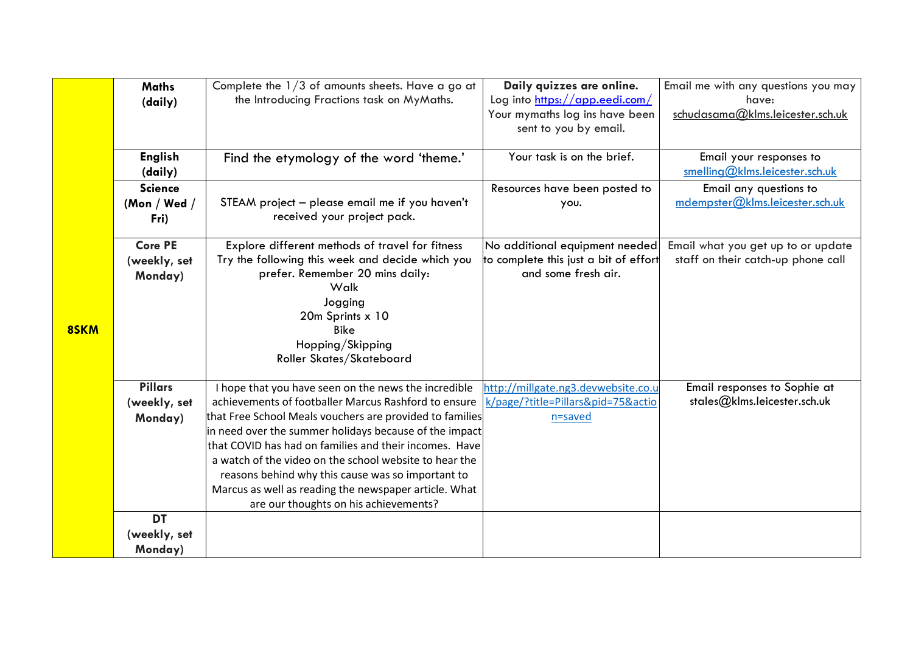| 8SKM | Maths (daily) | Complete the 1/3 of amounts sheets. Have a go at the Introducing Fractions task on MyMaths. | **Daily quizzes are online.** Log into https://app.eedi.com/ Your mymaths log ins have been sent to you by email. | Email me with any questions you may have: schudasama@klms.leicester.sch.uk |
|---|---|---|---|---|
| | **English (daily)** | Find the etymology of the word 'theme.' | Your task is on the brief. | Email your responses to smelling@klms.leicester.sch.uk |
| | **Science (Mon / Wed / Fri)** | STEAM project – please email me if you haven't received your project pack. | Resources have been posted to you. | Email any questions to mdempster@klms.leicester.sch.uk |
| | **Core PE (weekly, set Monday)** | Explore different methods of travel for fitness Try the following this week and decide which you prefer. Remember 20 mins daily: Walk Jogging 20m Sprints x 10 Bike Hopping/Skipping Roller Skates/Skateboard | No additional equipment needed to complete this just a bit of effort and some fresh air. | Email what you get up to or update staff on their catch-up phone call |
| | **Pillars (weekly, set Monday)** | I hope that you have seen on the news the incredible achievements of footballer Marcus Rashford to ensure that Free School Meals vouchers are provided to families in need over the summer holidays because of the impact that COVID has had on families and their incomes. Have a watch of the video on the school website to hear the reasons behind why this cause was so important to Marcus as well as reading the newspaper article. What are our thoughts on his achievements? | http://millgate.ng3.devwebsite.co.uk/page/?title=Pillars&pid=75&action=saved | Email responses to Sophie at stales@klms.leicester.sch.uk |
| | **DT (weekly, set Monday)** | | | |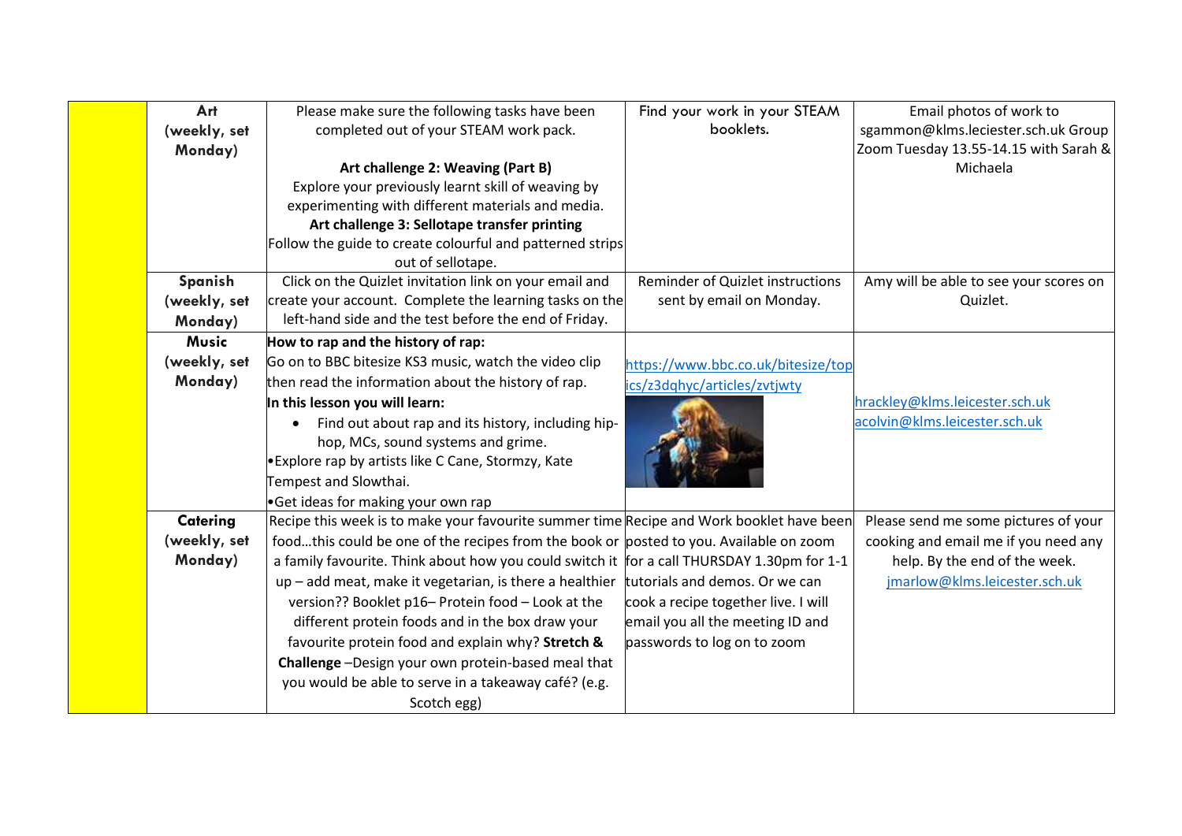| | | | | |
|---|---|---|---|---|
| | **Art (weekly, set Monday)** | Please make sure the following tasks have been completed out of your STEAM work pack.<br><br>**Art challenge 2: Weaving (Part B)**<br>Explore your previously learnt skill of weaving by experimenting with different materials and media.<br>**Art challenge 3: Sellotape transfer printing**<br>Follow the guide to create colourful and patterned strips out of sellotape. | Find your work in your STEAM booklets. | Email photos of work to sgammon@klms.leciester.sch.uk Group Zoom Tuesday 13.55-14.15 with Sarah & Michaela |
| | **Spanish (weekly, set Monday)** | Click on the Quizlet invitation link on your email and create your account. Complete the learning tasks on the left-hand side and the test before the end of Friday. | Reminder of Quizlet instructions sent by email on Monday. | Amy will be able to see your scores on Quizlet. |
| | **Music (weekly, set Monday)** | **How to rap and the history of rap:**<br>Go on to BBC bitesize KS3 music, watch the video clip then read the information about the history of rap.<br>**In this lesson you will learn:**<br>• Find out about rap and its history, including hip-hop, MCs, sound systems and grime.<br>• Explore rap by artists like C Cane, Stormzy, Kate Tempest and Slowthai.<br>• Get ideas for making your own rap | https://www.bbc.co.uk/bitesize/topics/z3dqhyc/articles/zvtjwty | hrackley@klms.leicester.sch.uk<br>acolvin@klms.leicester.sch.uk |
| | **Catering (weekly, set Monday)** | Recipe this week is to make your favourite summer time food…this could be one of the recipes from the book or a family favourite. Think about how you could switch it up – add meat, make it vegetarian, is there a healthier version?? Booklet p16– Protein food – Look at the different protein foods and in the box draw your favourite protein food and explain why? **Stretch & Challenge** –Design your own protein-based meal that you would be able to serve in a takeaway café? (e.g. Scotch egg) | Recipe and Work booklet have been posted to you. Available on zoom for a call THURSDAY 1.30pm for 1-1 tutorials and demos. Or we can cook a recipe together live. I will email you all the meeting ID and passwords to log on to zoom | Please send me some pictures of your cooking and email me if you need any help. By the end of the week. jmarlow@klms.leicester.sch.uk |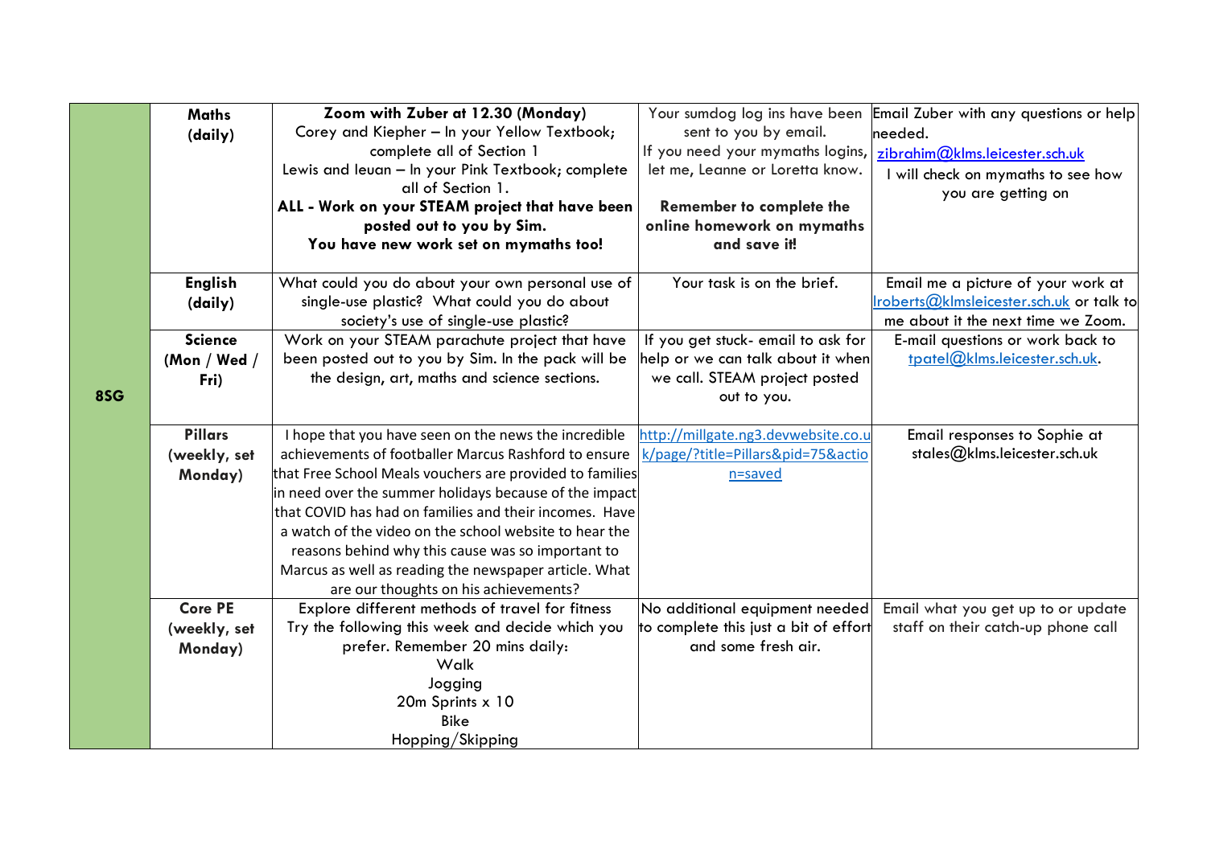| 8SG | | | | |
|---|---|---|---|---|
| | **Maths (daily)** | **Zoom with Zuber at 12.30 (Monday)**<br>Corey and Kiepher – In your Yellow Textbook; complete all of Section 1<br>Lewis and Ieuan – In your Pink Textbook; complete all of Section 1.<br>**ALL - Work on your STEAM project that have been posted out to you by Sim.**<br>**You have new work set on mymaths too!** | Your sumdog log ins have been sent to you by email.<br>If you need your mymaths logins, let me, Leanne or Loretta know.<br><br>**Remember to complete the online homework on mymaths and save it!** | Email Zuber with any questions or help needed.<br>zibrahim@klms.leicester.sch.uk<br>I will check on mymaths to see how you are getting on |
| | **English (daily)** | What could you do about your own personal use of single-use plastic? What could you do about society's use of single-use plastic? | Your task is on the brief. | Email me a picture of your work at lroberts@klmsleicester.sch.uk or talk to me about it the next time we Zoom. |
| | **Science (Mon / Wed / Fri)** | Work on your STEAM parachute project that have been posted out to you by Sim. In the pack will be the design, art, maths and science sections. | If you get stuck- email to ask for help or we can talk about it when we call. STEAM project posted out to you. | E-mail questions or work back to tpatel@klms.leicester.sch.uk. |
| | **Pillars (weekly, set Monday)** | I hope that you have seen on the news the incredible achievements of footballer Marcus Rashford to ensure that Free School Meals vouchers are provided to families in need over the summer holidays because of the impact that COVID has had on families and their incomes. Have a watch of the video on the school website to hear the reasons behind why this cause was so important to Marcus as well as reading the newspaper article. What are our thoughts on his achievements? | http://millgate.ng3.devwebsite.co.uk/page/?title=Pillars&pid=75&action=saved | Email responses to Sophie at stales@klms.leicester.sch.uk |
| | **Core PE (weekly, set Monday)** | Explore different methods of travel for fitness<br>Try the following this week and decide which you prefer. Remember 20 mins daily:<br>Walk<br>Jogging<br>20m Sprints x 10<br>Bike<br>Hopping/Skipping | No additional equipment needed to complete this just a bit of effort and some fresh air. | Email what you get up to or update staff on their catch-up phone call |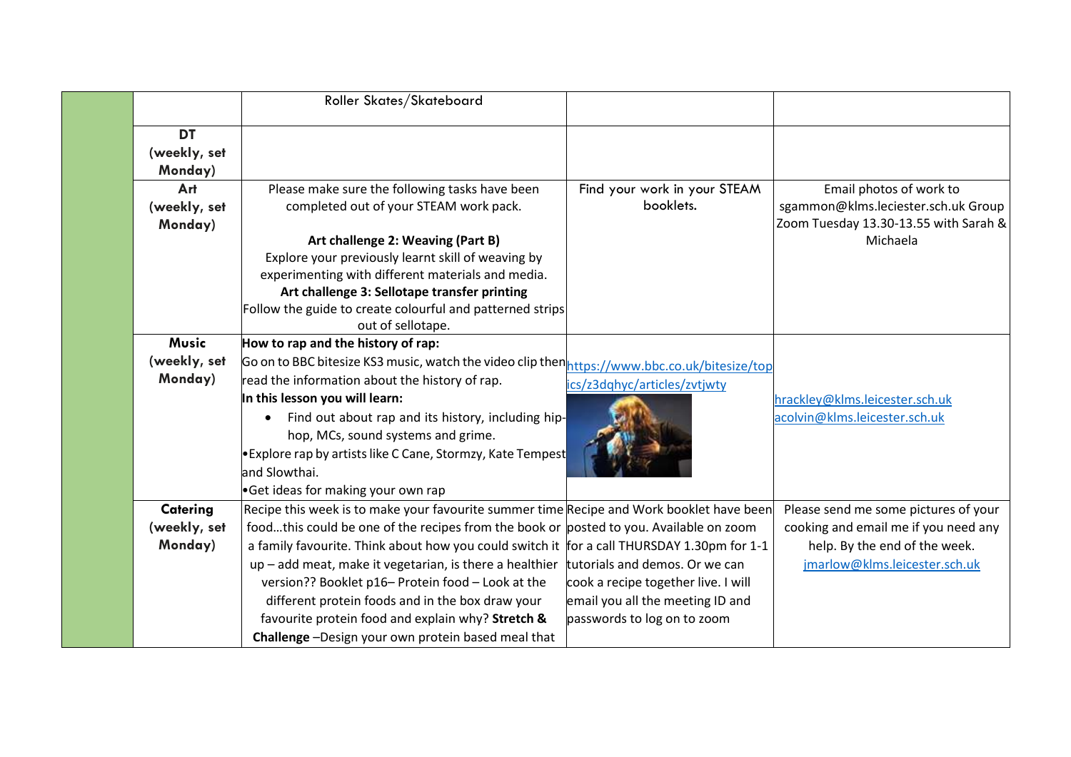| | | | | |
|---|---|---|---|---|
| | | Roller Skates/Skateboard | | |
| | **DT (weekly, set Monday)** | | | |
| | **Art (weekly, set Monday)** | Please make sure the following tasks have been completed out of your STEAM work pack.<br><br>**Art challenge 2: Weaving (Part B)**<br>Explore your previously learnt skill of weaving by experimenting with different materials and media.<br>**Art challenge 3: Sellotape transfer printing**<br>Follow the guide to create colourful and patterned strips out of sellotape. | Find your work in your STEAM booklets. | Email photos of work to sgammon@klms.leciester.sch.uk Group Zoom Tuesday 13.30-13.55 with Sarah & Michaela |
| | **Music (weekly, set Monday)** | **How to rap and the history of rap:**<br>Go on to BBC bitesize KS3 music, watch the video clip then read the information about the history of rap.<br>**In this lesson you will learn:**<br>• Find out about rap and its history, including hip-hop, MCs, sound systems and grime.<br>• Explore rap by artists like C Cane, Stormzy, Kate Tempest and Slowthai.<br>• Get ideas for making your own rap | https://www.bbc.co.uk/bitesize/topics/z3dqhyc/articles/zvtjwty | hrackley@klms.leicester.sch.uk<br>acolvin@klms.leicester.sch.uk |
| | **Catering (weekly, set Monday)** | Recipe this week is to make your favourite summer time food…this could be one of the recipes from the book or a family favourite. Think about how you could switch it up – add meat, make it vegetarian, is there a healthier version?? Booklet p16– Protein food – Look at the different protein foods and in the box draw your favourite protein food and explain why? **Stretch & Challenge** –Design your own protein based meal that | Recipe and Work booklet have been posted to you. Available on zoom for a call THURSDAY 1.30pm for 1-1 tutorials and demos. Or we can cook a recipe together live. I will email you all the meeting ID and passwords to log on to zoom | Please send me some pictures of your cooking and email me if you need any help. By the end of the week. jmarlow@klms.leicester.sch.uk |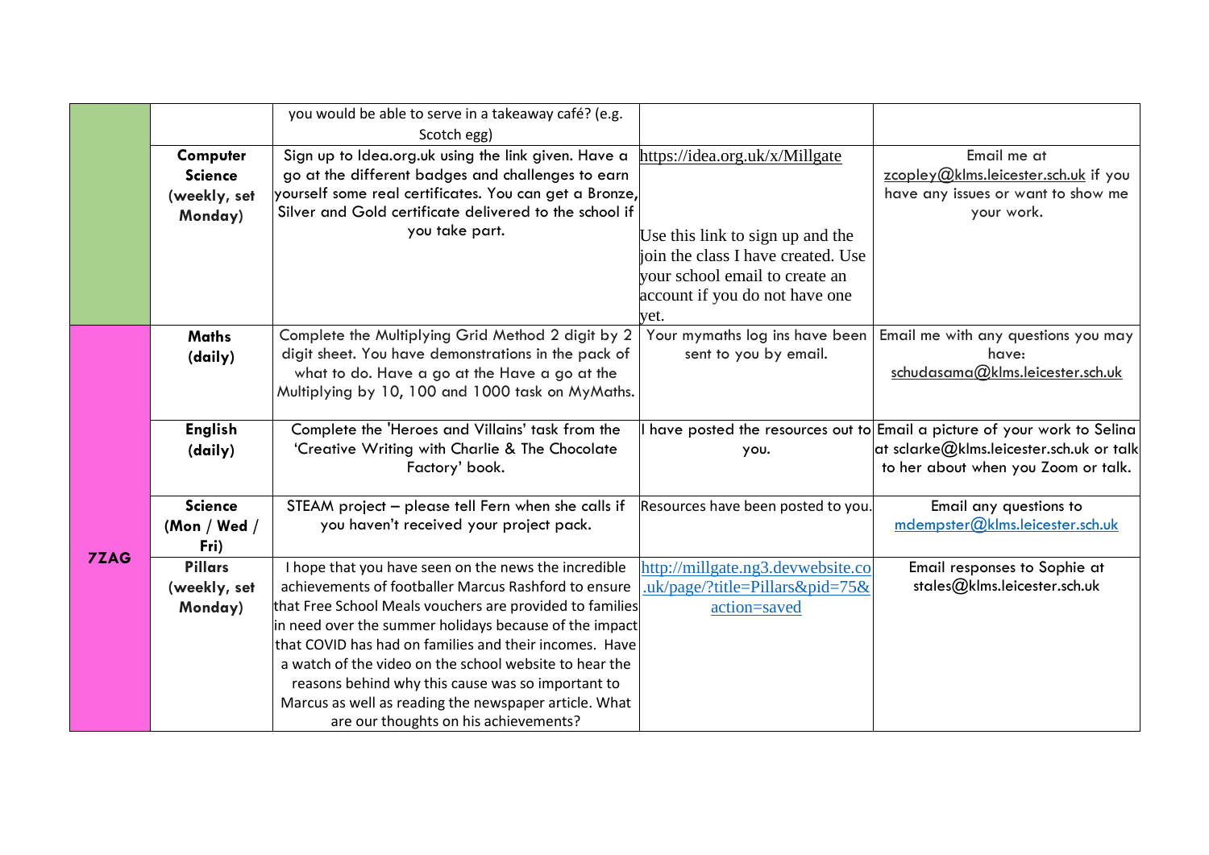| | | | | |
|---|---|---|---|---|
| | | you would be able to serve in a takeaway café? (e.g. Scotch egg) | | |
| | **Computer Science (weekly, set Monday)** | Sign up to Idea.org.uk using the link given. Have a go at the different badges and challenges to earn yourself some real certificates. You can get a Bronze, Silver and Gold certificate delivered to the school if you take part. | https://idea.org.uk/x/Millgate<br><br>Use this link to sign up and the join the class I have created. Use your school email to create an account if you do not have one yet. | Email me at zcopley@klms.leicester.sch.uk if you have any issues or want to show me your work. |
| **7ZAG** | **Maths (daily)** | Complete the Multiplying Grid Method 2 digit by 2 digit sheet. You have demonstrations in the pack of what to do. Have a go at the Have a go at the Multiplying by 10, 100 and 1000 task on MyMaths. | Your mymaths log ins have been sent to you by email. | Email me with any questions you may have: schudasama@klms.leicester.sch.uk |
| | **English (daily)** | Complete the 'Heroes and Villains' task from the 'Creative Writing with Charlie & The Chocolate Factory' book. | I have posted the resources out to you. | Email a picture of your work to Selina at sclarke@klms.leicester.sch.uk or talk to her about when you Zoom or talk. |
| | **Science (Mon / Wed / Fri)** | STEAM project – please tell Fern when she calls if you haven't received your project pack. | Resources have been posted to you. | Email any questions to mdempster@klms.leicester.sch.uk |
| | **Pillars (weekly, set Monday)** | I hope that you have seen on the news the incredible achievements of footballer Marcus Rashford to ensure that Free School Meals vouchers are provided to families in need over the summer holidays because of the impact that COVID has had on families and their incomes. Have a watch of the video on the school website to hear the reasons behind why this cause was so important to Marcus as well as reading the newspaper article. What are our thoughts on his achievements? | http://millgate.ng3.devwebsite.co.uk/page/?title=Pillars&pid=75&action=saved | Email responses to Sophie at stales@klms.leicester.sch.uk |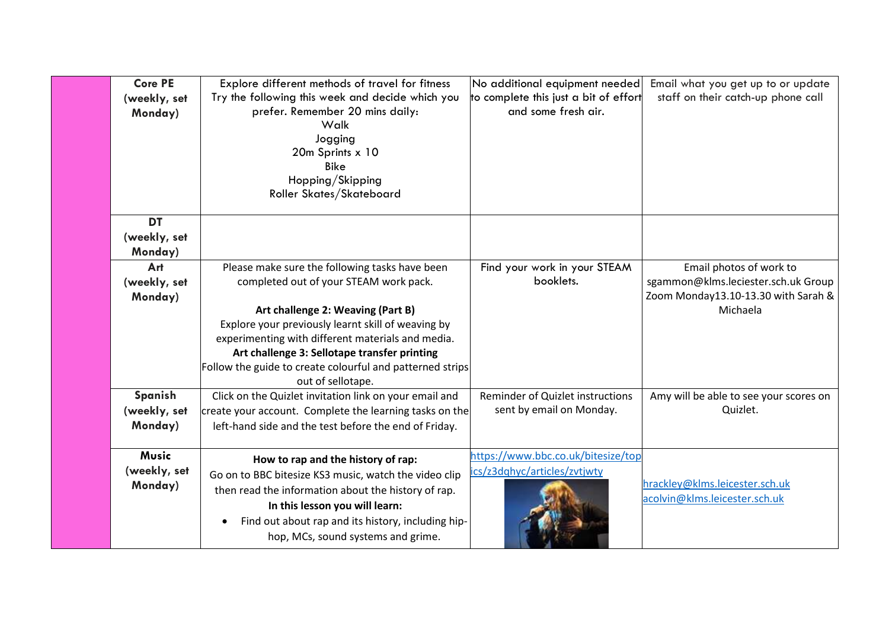| | | | | |
|---|---|---|---|---|
| | **Core PE (weekly, set Monday)** | Explore different methods of travel for fitness<br>Try the following this week and decide which you prefer. Remember 20 mins daily:<br>Walk<br>Jogging<br>20m Sprints x 10<br>Bike<br>Hopping/Skipping<br>Roller Skates/Skateboard | No additional equipment needed to complete this just a bit of effort and some fresh air. | Email what you get up to or update staff on their catch-up phone call |
| | **DT (weekly, set Monday)** | | | |
| | **Art (weekly, set Monday)** | Please make sure the following tasks have been completed out of your STEAM work pack.<br><br>**Art challenge 2: Weaving (Part B)**<br>Explore your previously learnt skill of weaving by experimenting with different materials and media.<br>**Art challenge 3: Sellotape transfer printing**<br>Follow the guide to create colourful and patterned strips out of sellotape. | Find your work in your STEAM booklets. | Email photos of work to sgammon@klms.leciester.sch.uk Group Zoom Monday13.10-13.30 with Sarah & Michaela |
| | **Spanish (weekly, set Monday)** | Click on the Quizlet invitation link on your email and create your account. Complete the learning tasks on the left-hand side and the test before the end of Friday. | Reminder of Quizlet instructions sent by email on Monday. | Amy will be able to see your scores on Quizlet. |
| | **Music (weekly, set Monday)** | **How to rap and the history of rap:**<br>Go on to BBC bitesize KS3 music, watch the video clip then read the information about the history of rap.<br>**In this lesson you will learn:**<br>• Find out about rap and its history, including hip-hop, MCs, sound systems and grime. | https://www.bbc.co.uk/bitesize/topics/z3dqhyc/articles/zvtjwty | hrackley@klms.leicester.sch.uk<br>acolvin@klms.leicester.sch.uk |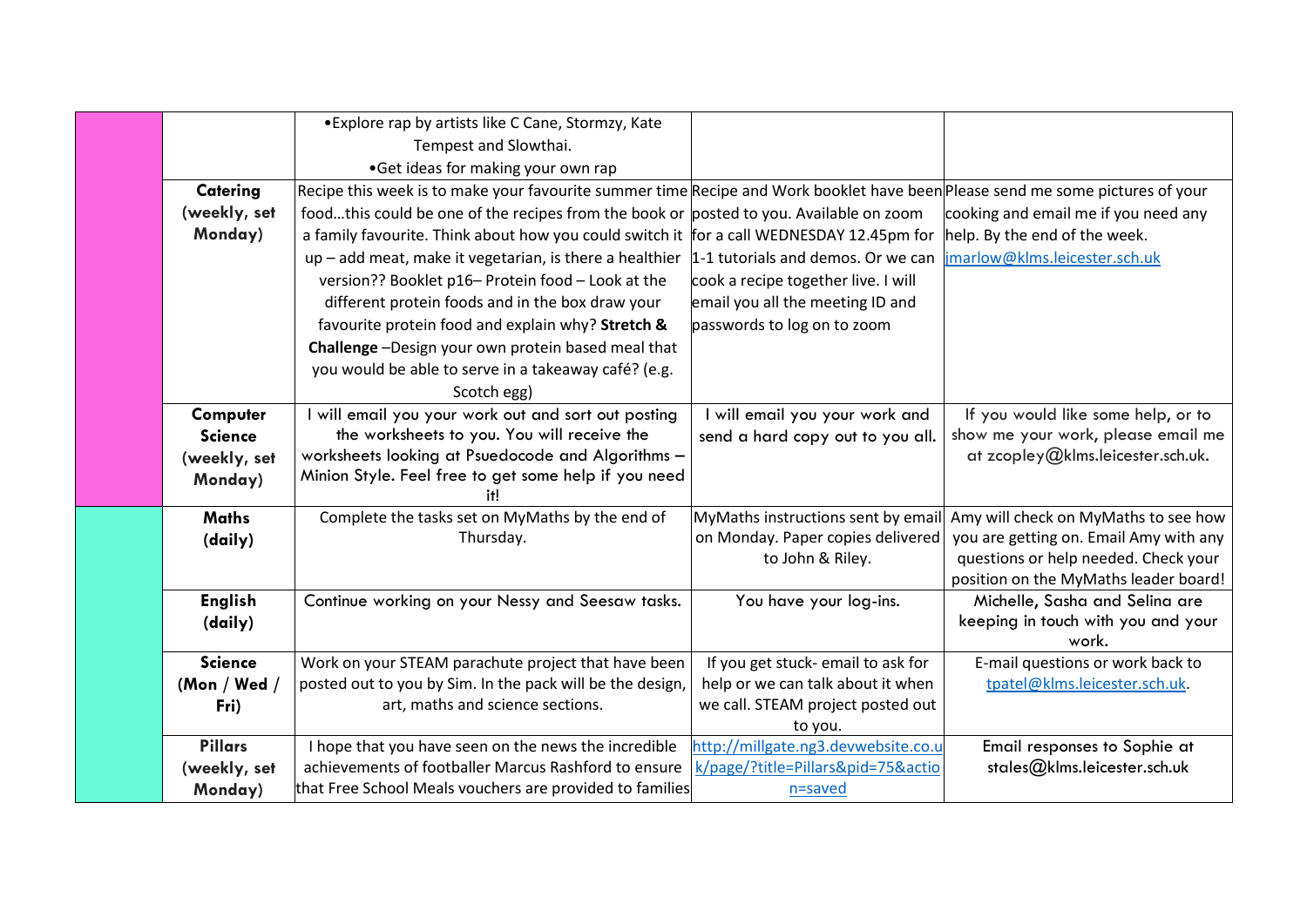| | | | | |
|---|---|---|---|---|
| | | •Explore rap by artists like C Cane, Stormzy, Kate Tempest and Slowthai.<br>•Get ideas for making your own rap | | |
| | **Catering (weekly, set Monday)** | Recipe this week is to make your favourite summer time food…this could be one of the recipes from the book or a family favourite. Think about how you could switch it up – add meat, make it vegetarian, is there a healthier version?? Booklet p16– Protein food – Look at the different protein foods and in the box draw your favourite protein food and explain why? **Stretch & Challenge** –Design your own protein based meal that you would be able to serve in a takeaway café? (e.g. Scotch egg) | Recipe and Work booklet have been posted to you. Available on zoom for a call WEDNESDAY 12.45pm for 1-1 tutorials and demos. Or we can cook a recipe together live. I will email you all the meeting ID and passwords to log on to zoom | Please send me some pictures of your cooking and email me if you need any help. By the end of the week. jmarlow@klms.leicester.sch.uk |
| | **Computer Science (weekly, set Monday)** | I will email you your work out and sort out posting the worksheets to you. You will receive the worksheets looking at Psuedocode and Algorithms – Minion Style. Feel free to get some help if you need it! | I will email you your work and send a hard copy out to you all. | If you would like some help, or to show me your work, please email me at zcopley@klms.leicester.sch.uk. |
| | **Maths (daily)** | Complete the tasks set on MyMaths by the end of Thursday. | MyMaths instructions sent by email on Monday. Paper copies delivered to John & Riley. | Amy will check on MyMaths to see how you are getting on. Email Amy with any questions or help needed. Check your position on the MyMaths leader board! |
| | **English (daily)** | Continue working on your Nessy and Seesaw tasks. | You have your log-ins. | Michelle, Sasha and Selina are keeping in touch with you and your work. |
| | **Science (Mon / Wed / Fri)** | Work on your STEAM parachute project that have been posted out to you by Sim. In the pack will be the design, art, maths and science sections. | If you get stuck- email to ask for help or we can talk about it when we call. STEAM project posted out to you. | E-mail questions or work back to tpatel@klms.leicester.sch.uk. |
| | **Pillars (weekly, set Monday)** | I hope that you have seen on the news the incredible achievements of footballer Marcus Rashford to ensure that Free School Meals vouchers are provided to families | http://millgate.ng3.devwebsite.co.uk/page/?title=Pillars&pid=75&action=saved | Email responses to Sophie at stales@klms.leicester.sch.uk |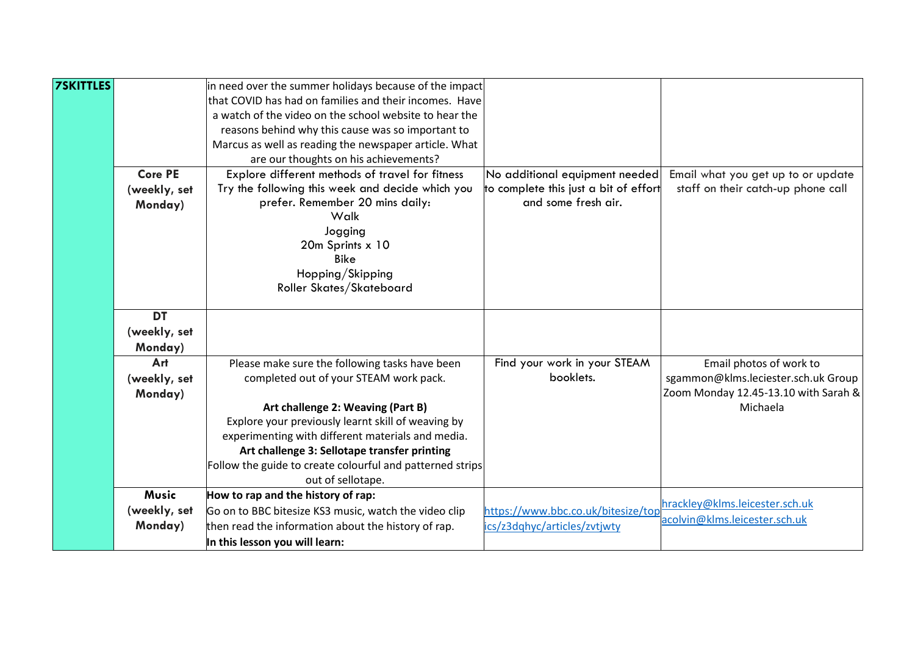| 7SKITTLES | | | | |
|---|---|---|---|---|
| | | in need over the summer holidays because of the impact that COVID has had on families and their incomes. Have a watch of the video on the school website to hear the reasons behind why this cause was so important to Marcus as well as reading the newspaper article. What are our thoughts on his achievements? | | |
| | **Core PE (weekly, set Monday)** | Explore different methods of travel for fitness<br>Try the following this week and decide which you prefer. Remember 20 mins daily:<br>Walk<br>Jogging<br>20m Sprints x 10<br>Bike<br>Hopping/Skipping<br>Roller Skates/Skateboard | No additional equipment needed to complete this just a bit of effort and some fresh air. | Email what you get up to or update staff on their catch-up phone call |
| | **DT (weekly, set Monday)** | | | |
| | **Art (weekly, set Monday)** | Please make sure the following tasks have been completed out of your STEAM work pack.<br><br>**Art challenge 2: Weaving (Part B)**<br>Explore your previously learnt skill of weaving by experimenting with different materials and media.<br>**Art challenge 3: Sellotape transfer printing**<br>Follow the guide to create colourful and patterned strips out of sellotape. | Find your work in your STEAM booklets. | Email photos of work to sgammon@klms.leciester.sch.uk Group Zoom Monday 12.45-13.10 with Sarah & Michaela |
| | **Music (weekly, set Monday)** | **How to rap and the history of rap:**<br>Go on to BBC bitesize KS3 music, watch the video clip then read the information about the history of rap.<br>**In this lesson you will learn:** | https://www.bbc.co.uk/bitesize/topics/z3dqhyc/articles/zvtjwty | hrackley@klms.leicester.sch.uk<br>acolvin@klms.leicester.sch.uk |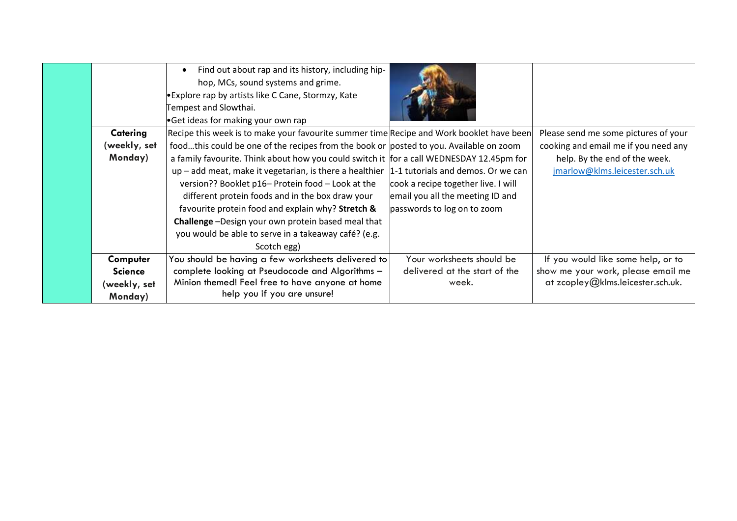| | | | | |
|---|---|---|---|---|
| | | • Find out about rap and its history, including hip-hop, MCs, sound systems and grime.<br>• Explore rap by artists like C Cane, Stormzy, Kate Tempest and Slowthai.<br>• Get ideas for making your own rap | | |
| | **Catering (weekly, set Monday)** | Recipe this week is to make your favourite summer time food…this could be one of the recipes from the book or a family favourite. Think about how you could switch it up – add meat, make it vegetarian, is there a healthier version?? Booklet p16– Protein food – Look at the different protein foods and in the box draw your favourite protein food and explain why? **Stretch & Challenge** –Design your own protein based meal that you would be able to serve in a takeaway café? (e.g. Scotch egg) | Recipe and Work booklet have been posted to you. Available on zoom for a call WEDNESDAY 12.45pm for 1-1 tutorials and demos. Or we can cook a recipe together live. I will email you all the meeting ID and passwords to log on to zoom | Please send me some pictures of your cooking and email me if you need any help. By the end of the week. jmarlow@klms.leicester.sch.uk |
| | **Computer Science (weekly, set Monday)** | You should be having a few worksheets delivered to complete looking at Pseudocode and Algorithms – Minion themed! Feel free to have anyone at home help you if you are unsure! | Your worksheets should be delivered at the start of the week. | If you would like some help, or to show me your work, please email me at zcopley@klms.leicester.sch.uk. |